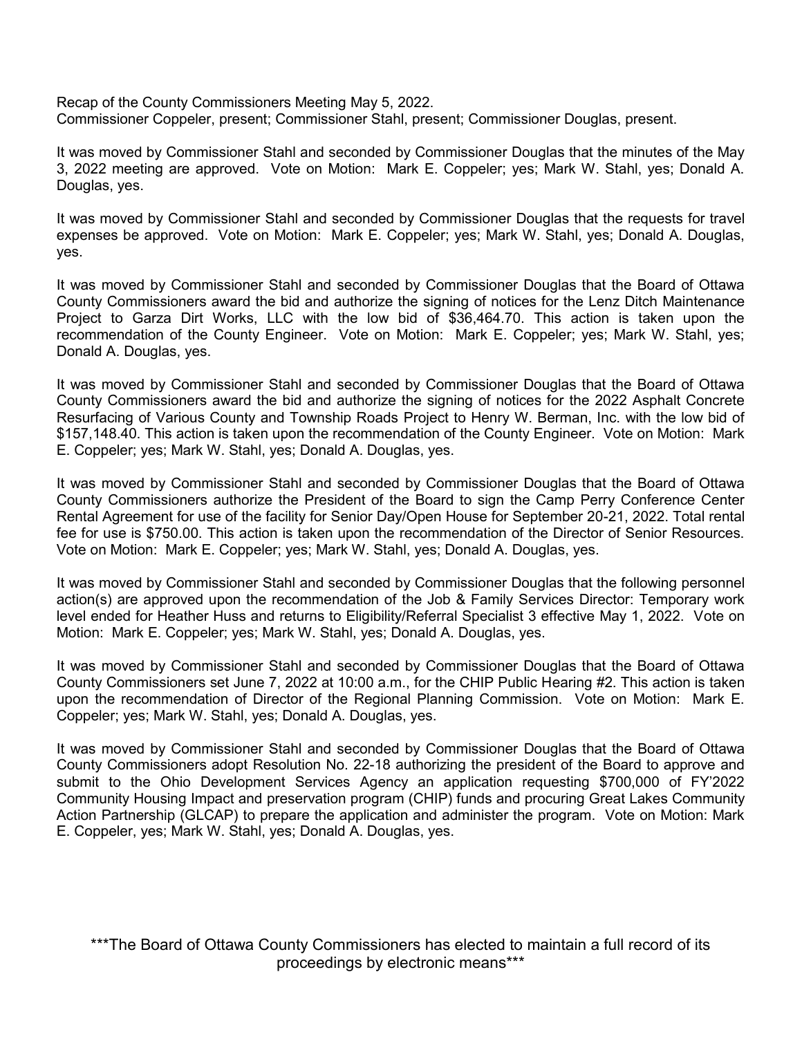Recap of the County Commissioners Meeting May 5, 2022.
Commissioner Coppeler, present; Commissioner Stahl, present; Commissioner Douglas, present.

It was moved by Commissioner Stahl and seconded by Commissioner Douglas that the minutes of the May 3, 2022 meeting are approved. Vote on Motion: Mark E. Coppeler; yes; Mark W. Stahl, yes; Donald A. Douglas, yes.

It was moved by Commissioner Stahl and seconded by Commissioner Douglas that the requests for travel expenses be approved. Vote on Motion: Mark E. Coppeler; yes; Mark W. Stahl, yes; Donald A. Douglas, yes.

It was moved by Commissioner Stahl and seconded by Commissioner Douglas that the Board of Ottawa County Commissioners award the bid and authorize the signing of notices for the Lenz Ditch Maintenance Project to Garza Dirt Works, LLC with the low bid of $36,464.70. This action is taken upon the recommendation of the County Engineer. Vote on Motion: Mark E. Coppeler; yes; Mark W. Stahl, yes; Donald A. Douglas, yes.

It was moved by Commissioner Stahl and seconded by Commissioner Douglas that the Board of Ottawa County Commissioners award the bid and authorize the signing of notices for the 2022 Asphalt Concrete Resurfacing of Various County and Township Roads Project to Henry W. Berman, Inc. with the low bid of $157,148.40. This action is taken upon the recommendation of the County Engineer. Vote on Motion: Mark E. Coppeler; yes; Mark W. Stahl, yes; Donald A. Douglas, yes.

It was moved by Commissioner Stahl and seconded by Commissioner Douglas that the Board of Ottawa County Commissioners authorize the President of the Board to sign the Camp Perry Conference Center Rental Agreement for use of the facility for Senior Day/Open House for September 20-21, 2022. Total rental fee for use is $750.00. This action is taken upon the recommendation of the Director of Senior Resources. Vote on Motion: Mark E. Coppeler; yes; Mark W. Stahl, yes; Donald A. Douglas, yes.

It was moved by Commissioner Stahl and seconded by Commissioner Douglas that the following personnel action(s) are approved upon the recommendation of the Job & Family Services Director: Temporary work level ended for Heather Huss and returns to Eligibility/Referral Specialist 3 effective May 1, 2022. Vote on Motion: Mark E. Coppeler; yes; Mark W. Stahl, yes; Donald A. Douglas, yes.

It was moved by Commissioner Stahl and seconded by Commissioner Douglas that the Board of Ottawa County Commissioners set June 7, 2022 at 10:00 a.m., for the CHIP Public Hearing #2. This action is taken upon the recommendation of Director of the Regional Planning Commission. Vote on Motion: Mark E. Coppeler; yes; Mark W. Stahl, yes; Donald A. Douglas, yes.

It was moved by Commissioner Stahl and seconded by Commissioner Douglas that the Board of Ottawa County Commissioners adopt Resolution No. 22-18 authorizing the president of the Board to approve and submit to the Ohio Development Services Agency an application requesting $700,000 of FY'2022 Community Housing Impact and preservation program (CHIP) funds and procuring Great Lakes Community Action Partnership (GLCAP) to prepare the application and administer the program. Vote on Motion: Mark E. Coppeler, yes; Mark W. Stahl, yes; Donald A. Douglas, yes.

***The Board of Ottawa County Commissioners has elected to maintain a full record of its proceedings by electronic means***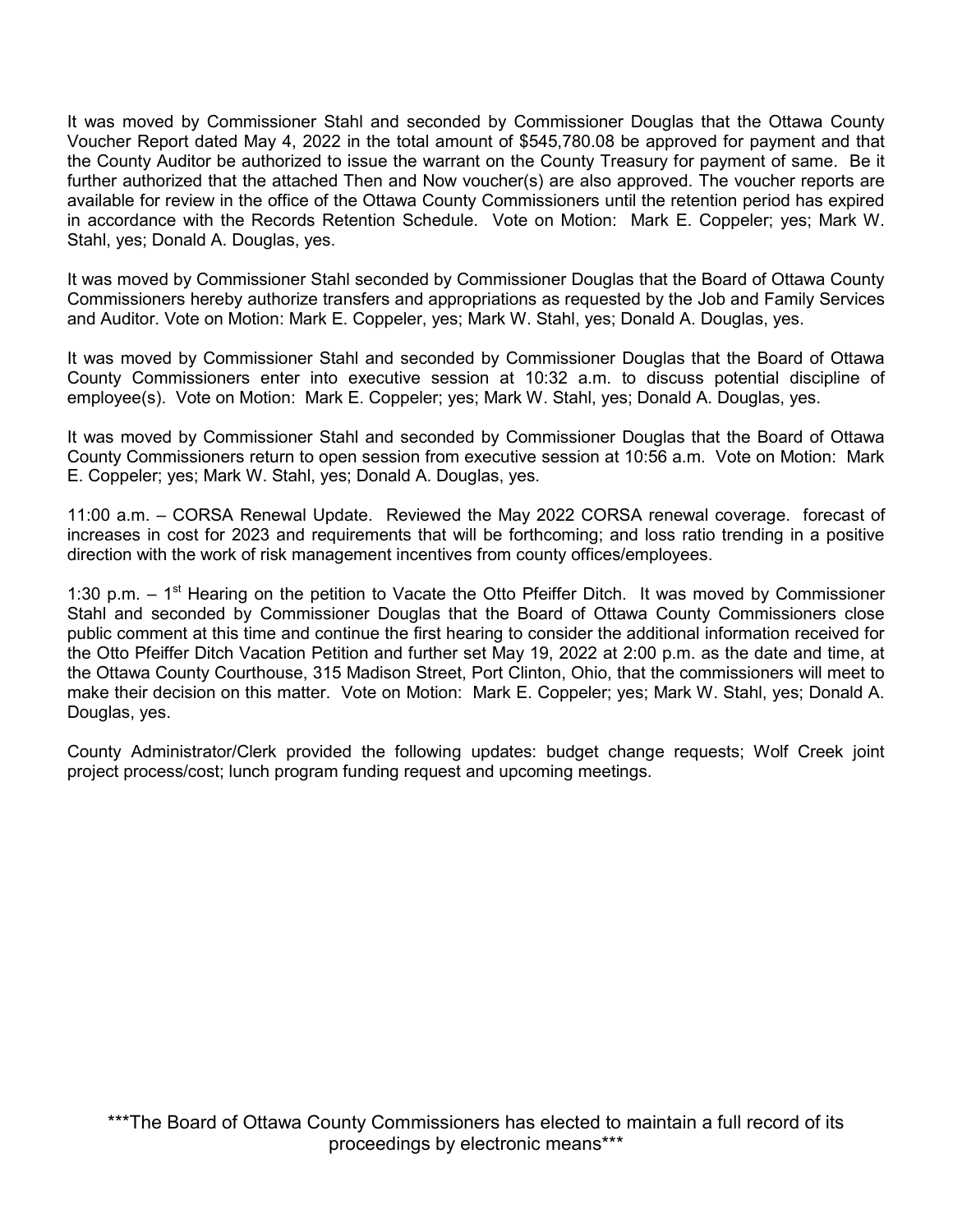It was moved by Commissioner Stahl and seconded by Commissioner Douglas that the Ottawa County Voucher Report dated May 4, 2022 in the total amount of $545,780.08 be approved for payment and that the County Auditor be authorized to issue the warrant on the County Treasury for payment of same. Be it further authorized that the attached Then and Now voucher(s) are also approved. The voucher reports are available for review in the office of the Ottawa County Commissioners until the retention period has expired in accordance with the Records Retention Schedule. Vote on Motion: Mark E. Coppeler; yes; Mark W. Stahl, yes; Donald A. Douglas, yes.

It was moved by Commissioner Stahl seconded by Commissioner Douglas that the Board of Ottawa County Commissioners hereby authorize transfers and appropriations as requested by the Job and Family Services and Auditor. Vote on Motion: Mark E. Coppeler, yes; Mark W. Stahl, yes; Donald A. Douglas, yes.

It was moved by Commissioner Stahl and seconded by Commissioner Douglas that the Board of Ottawa County Commissioners enter into executive session at 10:32 a.m. to discuss potential discipline of employee(s). Vote on Motion: Mark E. Coppeler; yes; Mark W. Stahl, yes; Donald A. Douglas, yes.

It was moved by Commissioner Stahl and seconded by Commissioner Douglas that the Board of Ottawa County Commissioners return to open session from executive session at 10:56 a.m. Vote on Motion: Mark E. Coppeler; yes; Mark W. Stahl, yes; Donald A. Douglas, yes.

11:00 a.m. – CORSA Renewal Update. Reviewed the May 2022 CORSA renewal coverage. forecast of increases in cost for 2023 and requirements that will be forthcoming; and loss ratio trending in a positive direction with the work of risk management incentives from county offices/employees.

1:30 p.m. – 1st Hearing on the petition to Vacate the Otto Pfeiffer Ditch. It was moved by Commissioner Stahl and seconded by Commissioner Douglas that the Board of Ottawa County Commissioners close public comment at this time and continue the first hearing to consider the additional information received for the Otto Pfeiffer Ditch Vacation Petition and further set May 19, 2022 at 2:00 p.m. as the date and time, at the Ottawa County Courthouse, 315 Madison Street, Port Clinton, Ohio, that the commissioners will meet to make their decision on this matter. Vote on Motion: Mark E. Coppeler; yes; Mark W. Stahl, yes; Donald A. Douglas, yes.

County Administrator/Clerk provided the following updates: budget change requests; Wolf Creek joint project process/cost; lunch program funding request and upcoming meetings.

***The Board of Ottawa County Commissioners has elected to maintain a full record of its proceedings by electronic means***